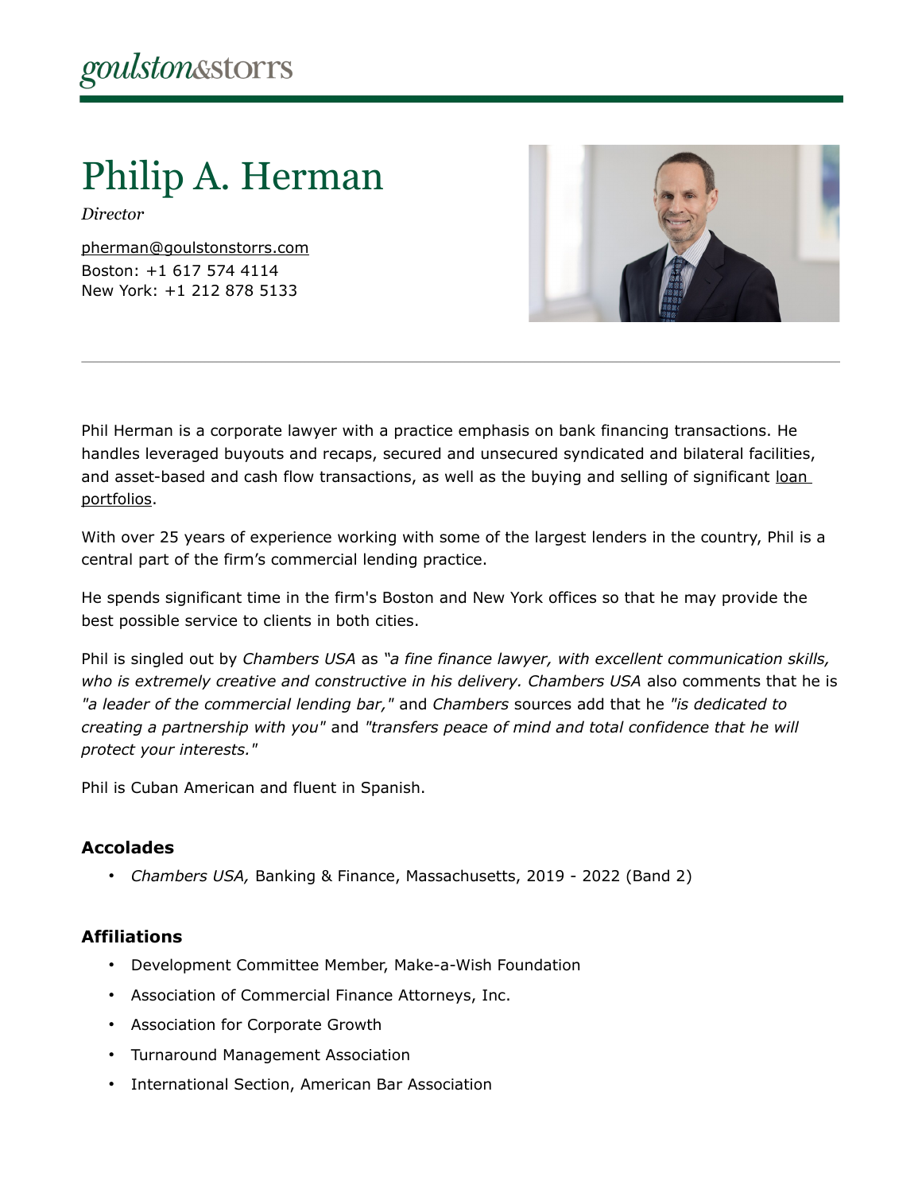goulston&storrs

# Philip A. Herman

*Director*

pherman@goulstonstorrs.com
Boston: +1 617 574 4114
New York: +1 212 878 5133

Phil Herman is a corporate lawyer with a practice emphasis on bank financing transactions. He handles leveraged buyouts and recaps, secured and unsecured syndicated and bilateral facilities, and asset-based and cash flow transactions, as well as the buying and selling of significant loan portfolios.

With over 25 years of experience working with some of the largest lenders in the country, Phil is a central part of the firm's commercial lending practice.

He spends significant time in the firm's Boston and New York offices so that he may provide the best possible service to clients in both cities.

Phil is singled out by *Chambers USA* as *"a fine finance lawyer, with excellent communication skills, who is extremely creative and constructive in his delivery. Chambers USA* also comments that he is *"a leader of the commercial lending bar,"* and *Chambers* sources add that he *"is dedicated to creating a partnership with you"* and *"transfers peace of mind and total confidence that he will protect your interests."*

Phil is Cuban American and fluent in Spanish.

### Accolades

- *Chambers USA,* Banking & Finance, Massachusetts, 2019 - 2022 (Band 2)

### Affiliations

- Development Committee Member, Make-a-Wish Foundation
- Association of Commercial Finance Attorneys, Inc.
- Association for Corporate Growth
- Turnaround Management Association
- International Section, American Bar Association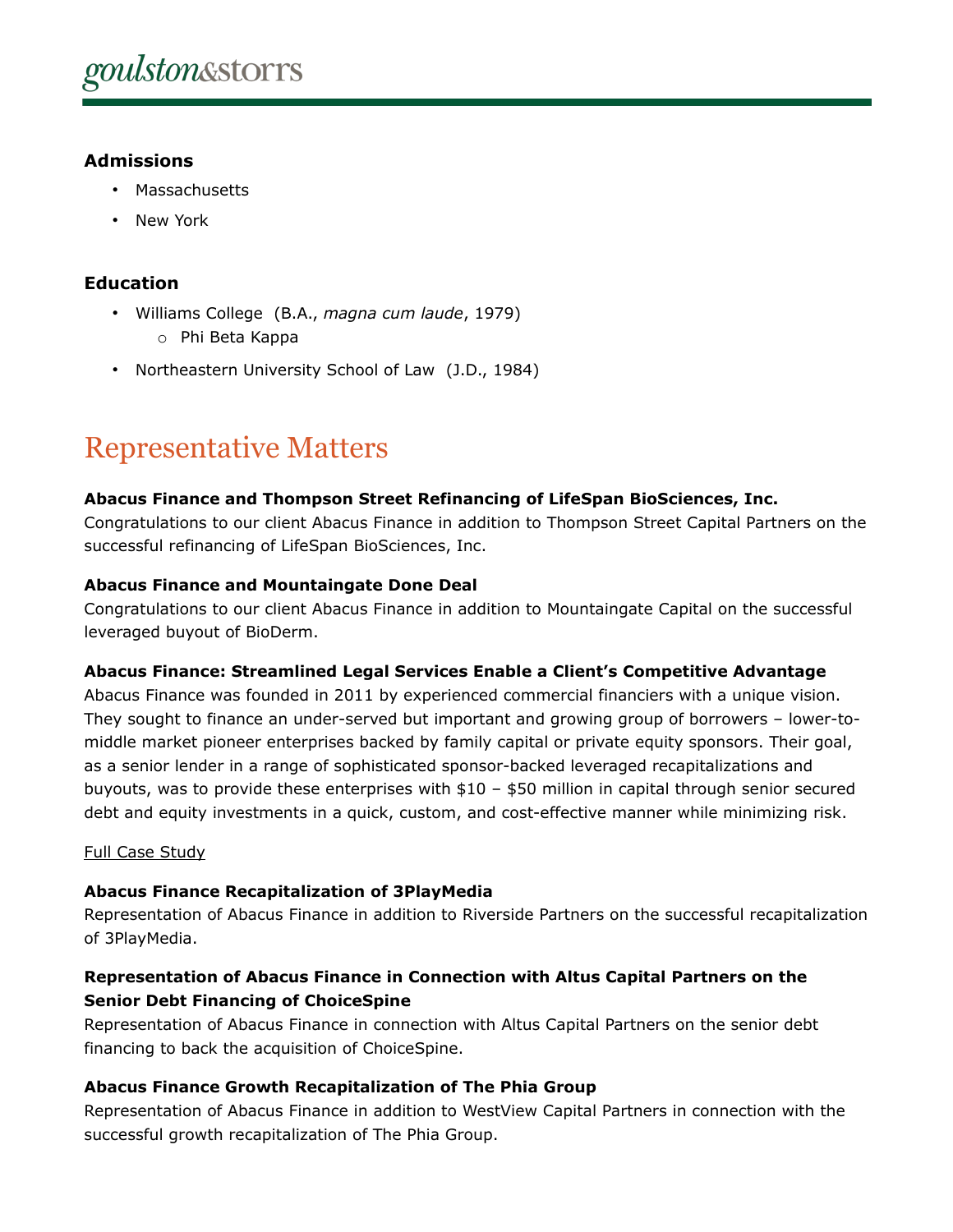### Admissions

- Massachusetts
- New York

### Education

- Williams College (B.A., *magna cum laude*, 1979)
  - Phi Beta Kappa
- Northeastern University School of Law (J.D., 1984)

## Representative Matters

**Abacus Finance and Thompson Street Refinancing of LifeSpan BioSciences, Inc.**
Congratulations to our client Abacus Finance in addition to Thompson Street Capital Partners on the successful refinancing of LifeSpan BioSciences, Inc.

**Abacus Finance and Mountaingate Done Deal**
Congratulations to our client Abacus Finance in addition to Mountaingate Capital on the successful leveraged buyout of BioDerm.

**Abacus Finance: Streamlined Legal Services Enable a Client's Competitive Advantage**
Abacus Finance was founded in 2011 by experienced commercial financiers with a unique vision. They sought to finance an under-served but important and growing group of borrowers – lower-to-middle market pioneer enterprises backed by family capital or private equity sponsors. Their goal, as a senior lender in a range of sophisticated sponsor-backed leveraged recapitalizations and buyouts, was to provide these enterprises with $10 – $50 million in capital through senior secured debt and equity investments in a quick, custom, and cost-effective manner while minimizing risk.

Full Case Study

**Abacus Finance Recapitalization of 3PlayMedia**
Representation of Abacus Finance in addition to Riverside Partners on the successful recapitalization of 3PlayMedia.

**Representation of Abacus Finance in Connection with Altus Capital Partners on the Senior Debt Financing of ChoiceSpine**
Representation of Abacus Finance in connection with Altus Capital Partners on the senior debt financing to back the acquisition of ChoiceSpine.

**Abacus Finance Growth Recapitalization of The Phia Group**
Representation of Abacus Finance in addition to WestView Capital Partners in connection with the successful growth recapitalization of The Phia Group.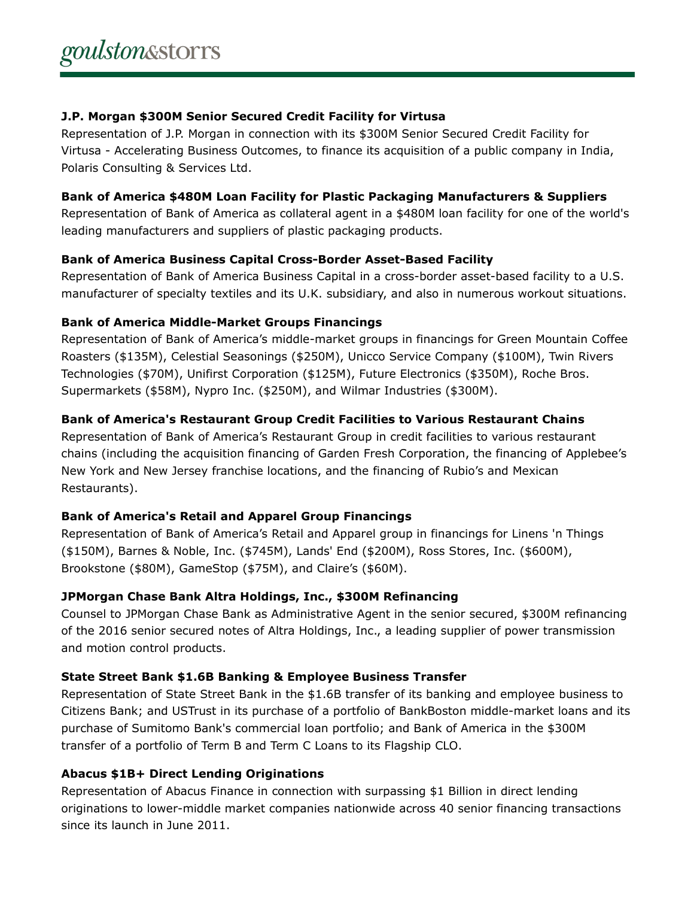**J.P. Morgan $300M Senior Secured Credit Facility for Virtusa**

Representation of J.P. Morgan in connection with its $300M Senior Secured Credit Facility for Virtusa - Accelerating Business Outcomes, to finance its acquisition of a public company in India, Polaris Consulting & Services Ltd.

**Bank of America $480M Loan Facility for Plastic Packaging Manufacturers & Suppliers**

Representation of Bank of America as collateral agent in a $480M loan facility for one of the world's leading manufacturers and suppliers of plastic packaging products.

**Bank of America Business Capital Cross-Border Asset-Based Facility**

Representation of Bank of America Business Capital in a cross-border asset-based facility to a U.S. manufacturer of specialty textiles and its U.K. subsidiary, and also in numerous workout situations.

**Bank of America Middle-Market Groups Financings**

Representation of Bank of America's middle-market groups in financings for Green Mountain Coffee Roasters ($135M), Celestial Seasonings ($250M), Unicco Service Company ($100M), Twin Rivers Technologies ($70M), Unifirst Corporation ($125M), Future Electronics ($350M), Roche Bros. Supermarkets ($58M), Nypro Inc. ($250M), and Wilmar Industries ($300M).

**Bank of America's Restaurant Group Credit Facilities to Various Restaurant Chains**

Representation of Bank of America's Restaurant Group in credit facilities to various restaurant chains (including the acquisition financing of Garden Fresh Corporation, the financing of Applebee's New York and New Jersey franchise locations, and the financing of Rubio's and Mexican Restaurants).

**Bank of America's Retail and Apparel Group Financings**

Representation of Bank of America's Retail and Apparel group in financings for Linens 'n Things ($150M), Barnes & Noble, Inc. ($745M), Lands' End ($200M), Ross Stores, Inc. ($600M), Brookstone ($80M), GameStop ($75M), and Claire's ($60M).

**JPMorgan Chase Bank Altra Holdings, Inc., $300M Refinancing**

Counsel to JPMorgan Chase Bank as Administrative Agent in the senior secured, $300M refinancing of the 2016 senior secured notes of Altra Holdings, Inc., a leading supplier of power transmission and motion control products.

**State Street Bank $1.6B Banking & Employee Business Transfer**

Representation of State Street Bank in the $1.6B transfer of its banking and employee business to Citizens Bank; and USTrust in its purchase of a portfolio of BankBoston middle-market loans and its purchase of Sumitomo Bank's commercial loan portfolio; and Bank of America in the $300M transfer of a portfolio of Term B and Term C Loans to its Flagship CLO.

**Abacus $1B+ Direct Lending Originations**

Representation of Abacus Finance in connection with surpassing $1 Billion in direct lending originations to lower-middle market companies nationwide across 40 senior financing transactions since its launch in June 2011.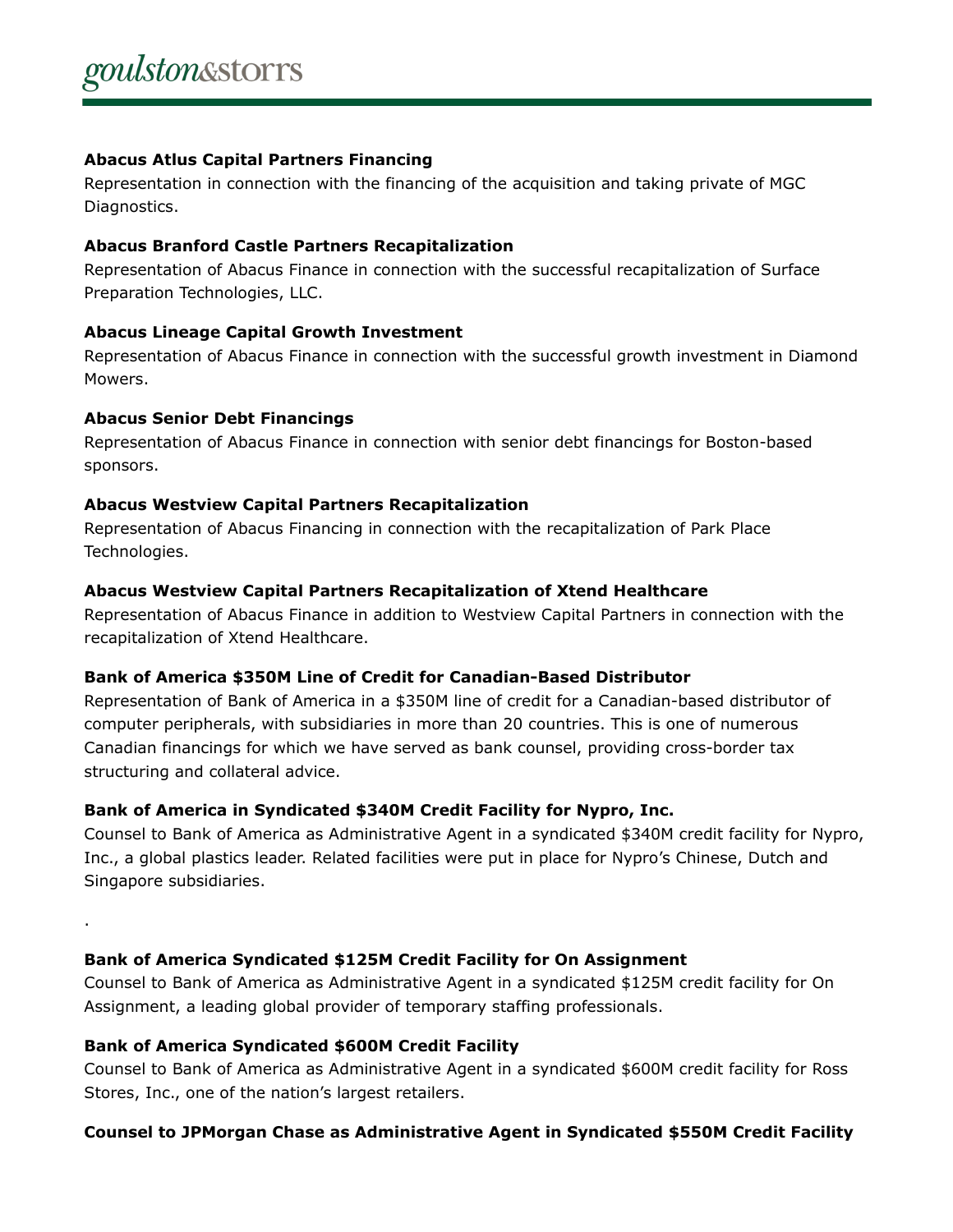**Abacus Atlus Capital Partners Financing**

Representation in connection with the financing of the acquisition and taking private of MGC Diagnostics.

**Abacus Branford Castle Partners Recapitalization**

Representation of Abacus Finance in connection with the successful recapitalization of Surface Preparation Technologies, LLC.

**Abacus Lineage Capital Growth Investment**

Representation of Abacus Finance in connection with the successful growth investment in Diamond Mowers.

**Abacus Senior Debt Financings**

Representation of Abacus Finance in connection with senior debt financings for Boston-based sponsors.

**Abacus Westview Capital Partners Recapitalization**

Representation of Abacus Financing in connection with the recapitalization of Park Place Technologies.

**Abacus Westview Capital Partners Recapitalization of Xtend Healthcare**

Representation of Abacus Finance in addition to Westview Capital Partners in connection with the recapitalization of Xtend Healthcare.

**Bank of America $350M Line of Credit for Canadian-Based Distributor**

Representation of Bank of America in a $350M line of credit for a Canadian-based distributor of computer peripherals, with subsidiaries in more than 20 countries. This is one of numerous Canadian financings for which we have served as bank counsel, providing cross-border tax structuring and collateral advice.

**Bank of America in Syndicated $340M Credit Facility for Nypro, Inc.**

Counsel to Bank of America as Administrative Agent in a syndicated $340M credit facility for Nypro, Inc., a global plastics leader. Related facilities were put in place for Nypro's Chinese, Dutch and Singapore subsidiaries.

.

**Bank of America Syndicated $125M Credit Facility for On Assignment**

Counsel to Bank of America as Administrative Agent in a syndicated $125M credit facility for On Assignment, a leading global provider of temporary staffing professionals.

**Bank of America Syndicated $600M Credit Facility**

Counsel to Bank of America as Administrative Agent in a syndicated $600M credit facility for Ross Stores, Inc., one of the nation's largest retailers.

**Counsel to JPMorgan Chase as Administrative Agent in Syndicated $550M Credit Facility**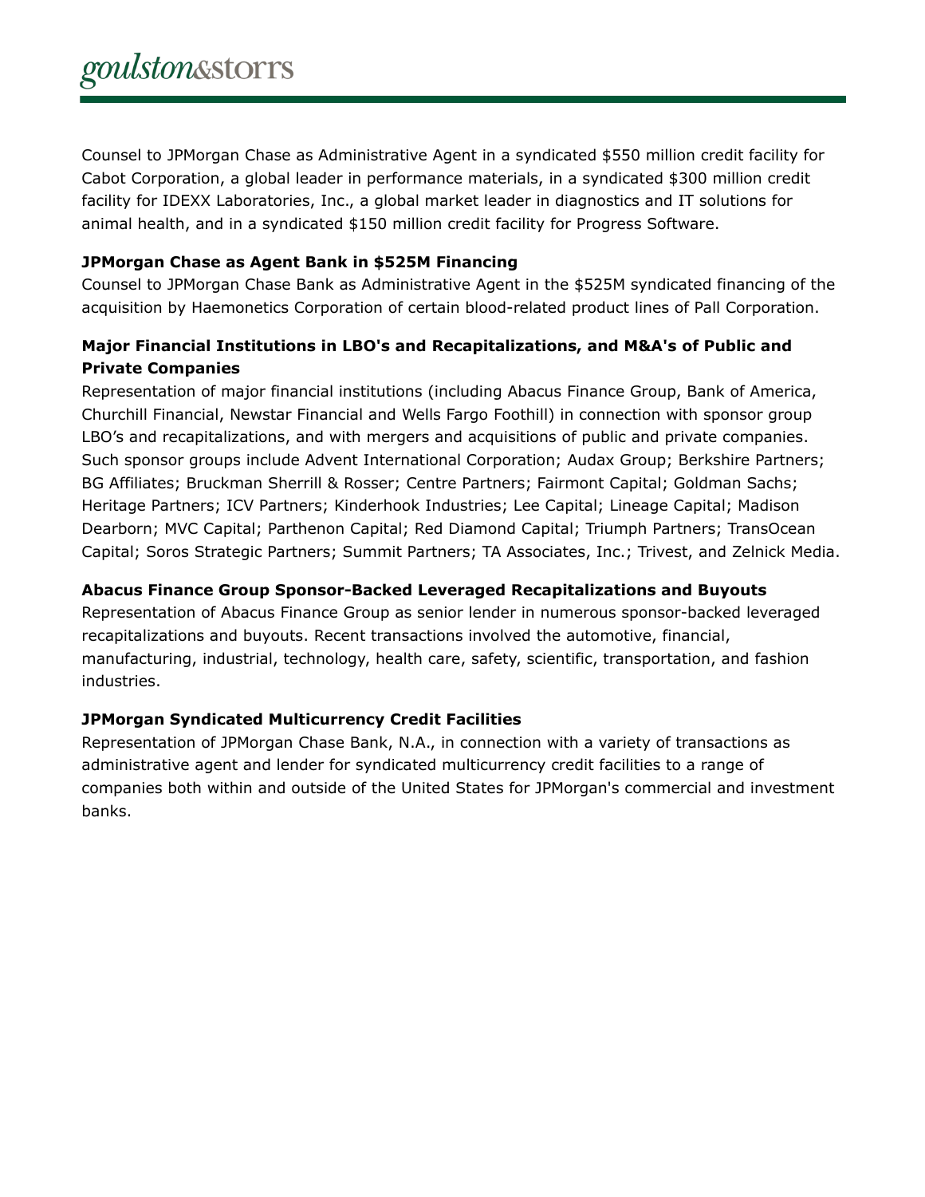Counsel to JPMorgan Chase as Administrative Agent in a syndicated $550 million credit facility for Cabot Corporation, a global leader in performance materials, in a syndicated $300 million credit facility for IDEXX Laboratories, Inc., a global market leader in diagnostics and IT solutions for animal health, and in a syndicated $150 million credit facility for Progress Software.

**JPMorgan Chase as Agent Bank in $525M Financing**

Counsel to JPMorgan Chase Bank as Administrative Agent in the $525M syndicated financing of the acquisition by Haemonetics Corporation of certain blood-related product lines of Pall Corporation.

**Major Financial Institutions in LBO's and Recapitalizations, and M&A's of Public and Private Companies**

Representation of major financial institutions (including Abacus Finance Group, Bank of America, Churchill Financial, Newstar Financial and Wells Fargo Foothill) in connection with sponsor group LBO's and recapitalizations, and with mergers and acquisitions of public and private companies. Such sponsor groups include Advent International Corporation; Audax Group; Berkshire Partners; BG Affiliates; Bruckman Sherrill & Rosser; Centre Partners; Fairmont Capital; Goldman Sachs; Heritage Partners; ICV Partners; Kinderhook Industries; Lee Capital; Lineage Capital; Madison Dearborn; MVC Capital; Parthenon Capital; Red Diamond Capital; Triumph Partners; TransOcean Capital; Soros Strategic Partners; Summit Partners; TA Associates, Inc.; Trivest, and Zelnick Media.

**Abacus Finance Group Sponsor-Backed Leveraged Recapitalizations and Buyouts**

Representation of Abacus Finance Group as senior lender in numerous sponsor-backed leveraged recapitalizations and buyouts. Recent transactions involved the automotive, financial, manufacturing, industrial, technology, health care, safety, scientific, transportation, and fashion industries.

**JPMorgan Syndicated Multicurrency Credit Facilities**

Representation of JPMorgan Chase Bank, N.A., in connection with a variety of transactions as administrative agent and lender for syndicated multicurrency credit facilities to a range of companies both within and outside of the United States for JPMorgan's commercial and investment banks.